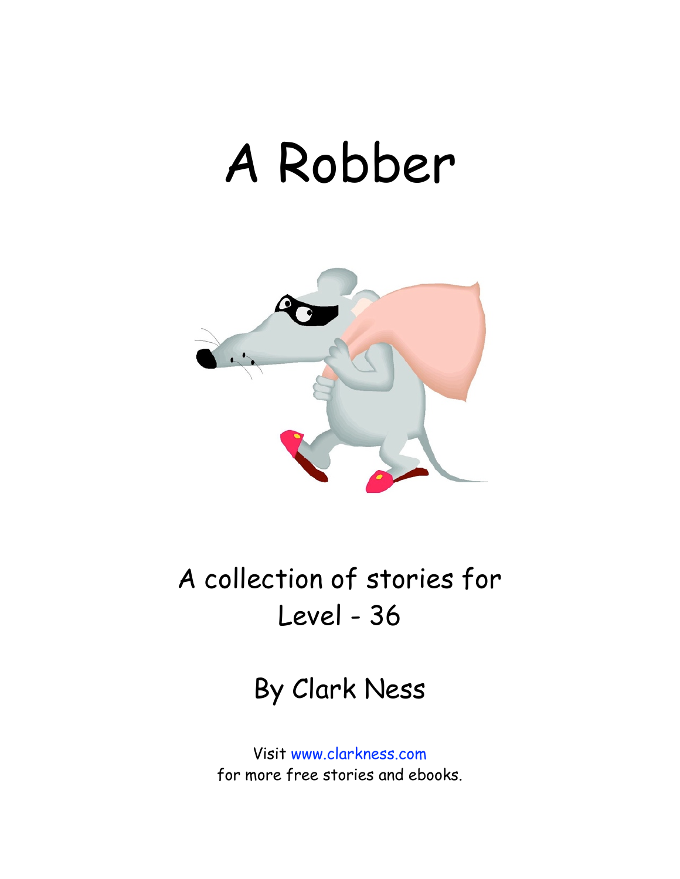# A Robber

A collection of stories for
Level - 36

By Clark Ness

Visit www.clarkness.com
for more free stories and ebooks.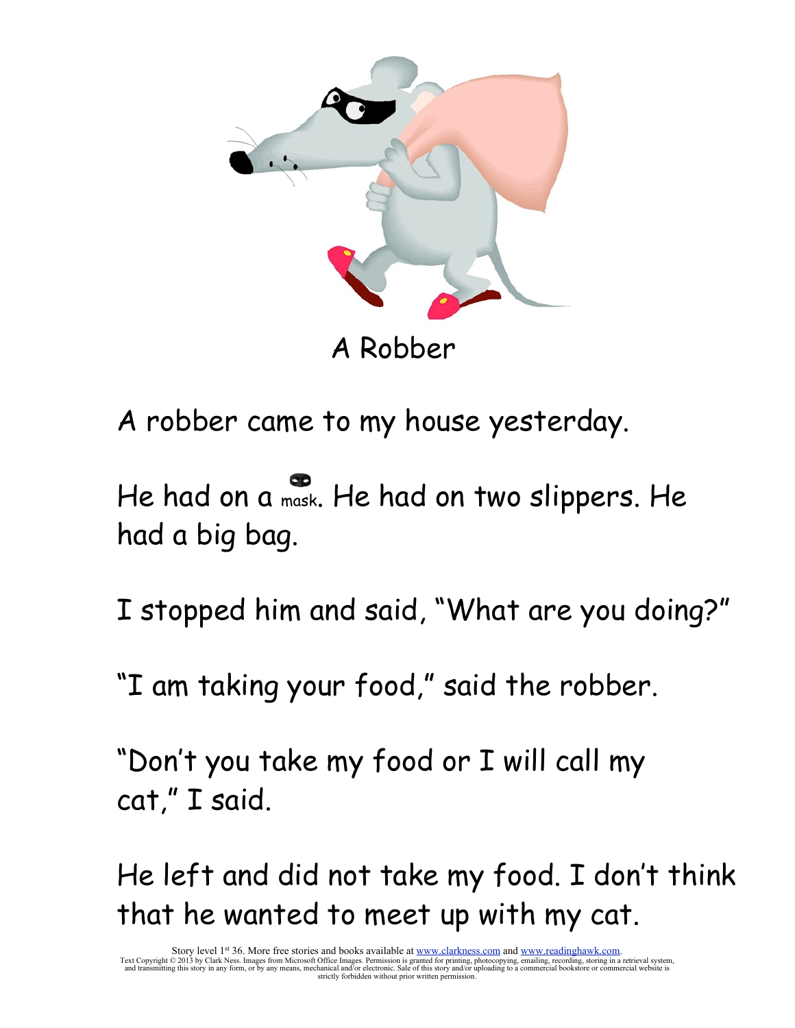# A Robber

A robber came to my house yesterday.

He had on a mask. He had on two slippers. He had a big bag.

I stopped him and said, "What are you doing?"

"I am taking your food," said the robber.

"Don't you take my food or I will call my cat," I said.

He left and did not take my food. I don't think that he wanted to meet up with my cat.

Story level 1st 36. More free stories and books available at www.clarkness.com and www.readinghawk.com.
Text Copyright © 2013 by Clark Ness. Images from Microsoft Office Images. Permission is granted for printing, photocopying, emailing, recording, storing in a retrieval system, and transmitting this story in any form, or by any means, mechanical and/or electronic. Sale of this story and/or uploading to a commercial bookstore or commercial website is strictly forbidden without prior written permission.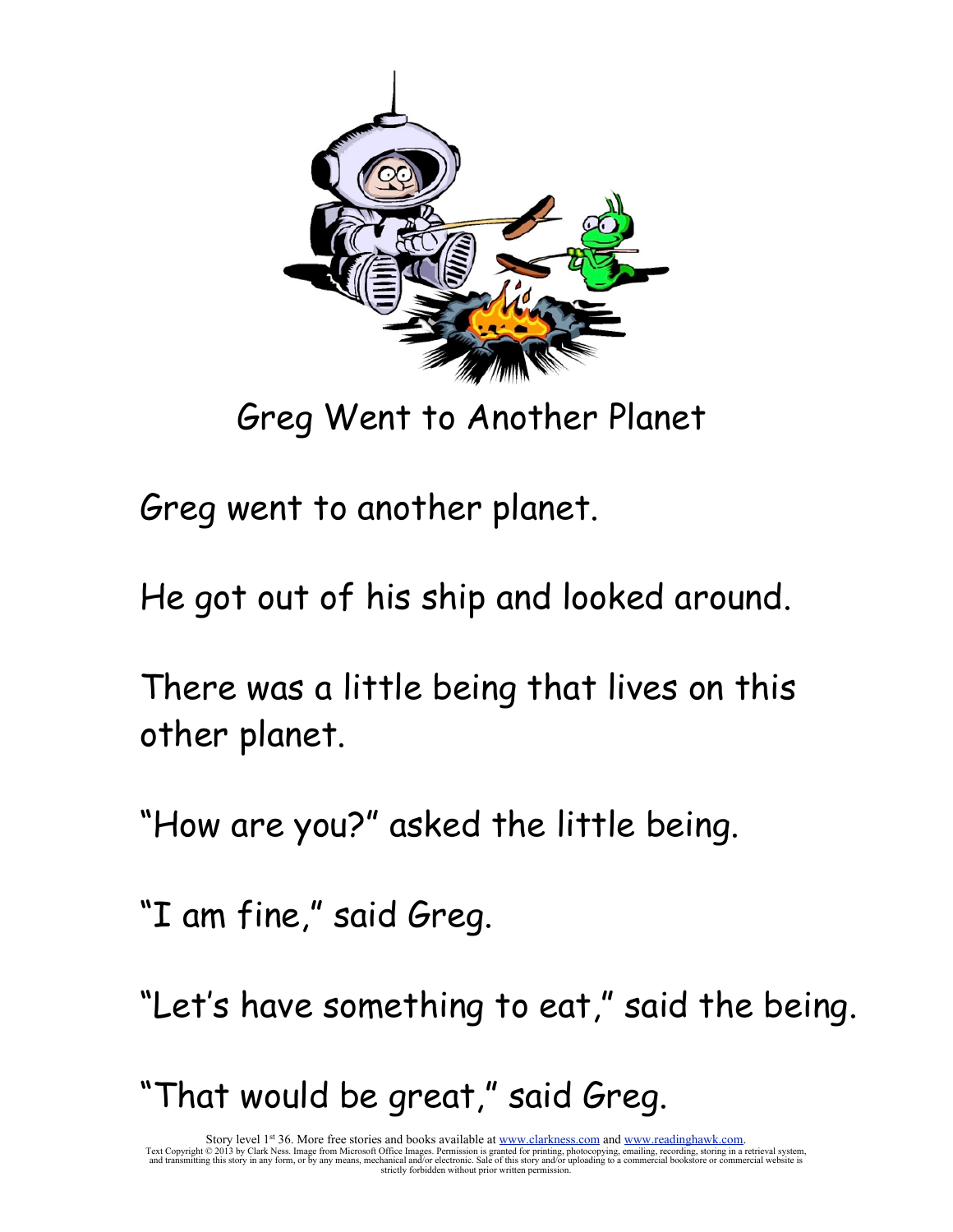# Greg Went to Another Planet

Greg went to another planet.

He got out of his ship and looked around.

There was a little being that lives on this other planet.

"How are you?" asked the little being.

"I am fine," said Greg.

"Let's have something to eat," said the being.

"That would be great," said Greg.

Story level 1st 36. More free stories and books available at www.clarkness.com and www.readinghawk.com.
Text Copyright © 2013 by Clark Ness. Image from Microsoft Office Images. Permission is granted for printing, photocopying, emailing, recording, storing in a retrieval system, and transmitting this story in any form, or by any means, mechanical and/or electronic. Sale of this story and/or uploading to a commercial bookstore or commercial website is strictly forbidden without prior written permission.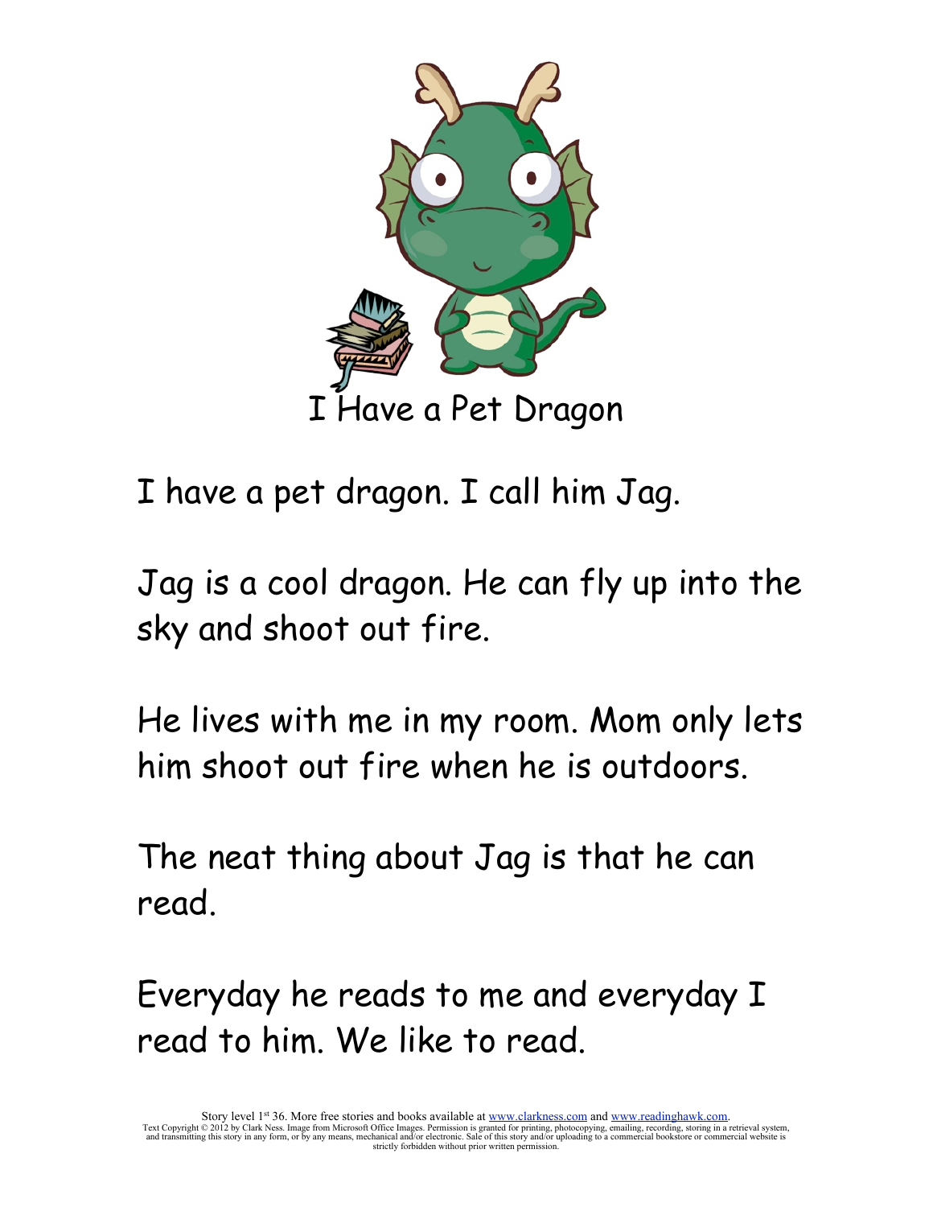# I Have a Pet Dragon

I have a pet dragon. I call him Jag.

Jag is a cool dragon. He can fly up into the sky and shoot out fire.

He lives with me in my room. Mom only lets him shoot out fire when he is outdoors.

The neat thing about Jag is that he can read.

Everyday he reads to me and everyday I read to him. We like to read.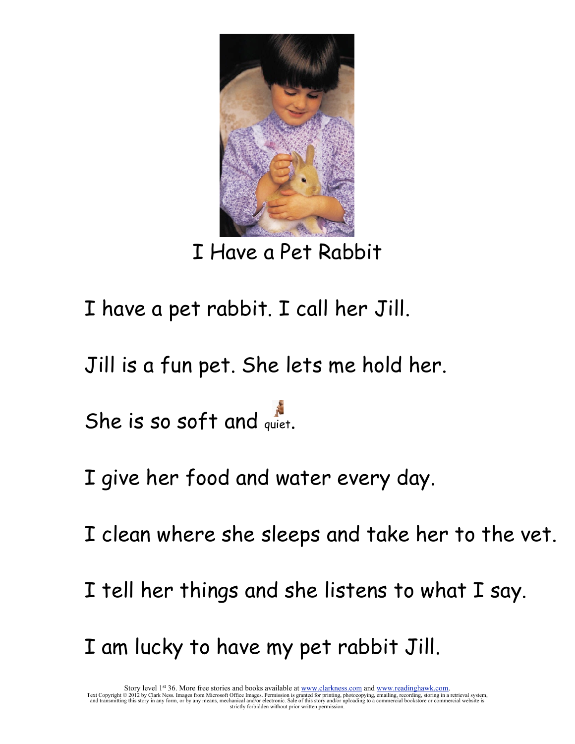# I Have a Pet Rabbit

I have a pet rabbit. I call her Jill.

Jill is a fun pet. She lets me hold her.

She is so soft and quiet.

I give her food and water every day.

I clean where she sleeps and take her to the vet.

I tell her things and she listens to what I say.

I am lucky to have my pet rabbit Jill.

Story level 1st 36. More free stories and books available at www.clarkness.com and www.readinghawk.com.
Text Copyright © 2012 by Clark Ness. Images from Microsoft Office Images. Permission is granted for printing, photocopying, emailing, recording, storing in a retrieval system, and transmitting this story in any form, or by any means, mechanical and/or electronic. Sale of this story and/or uploading to a commercial bookstore or commercial website is strictly forbidden without prior written permission.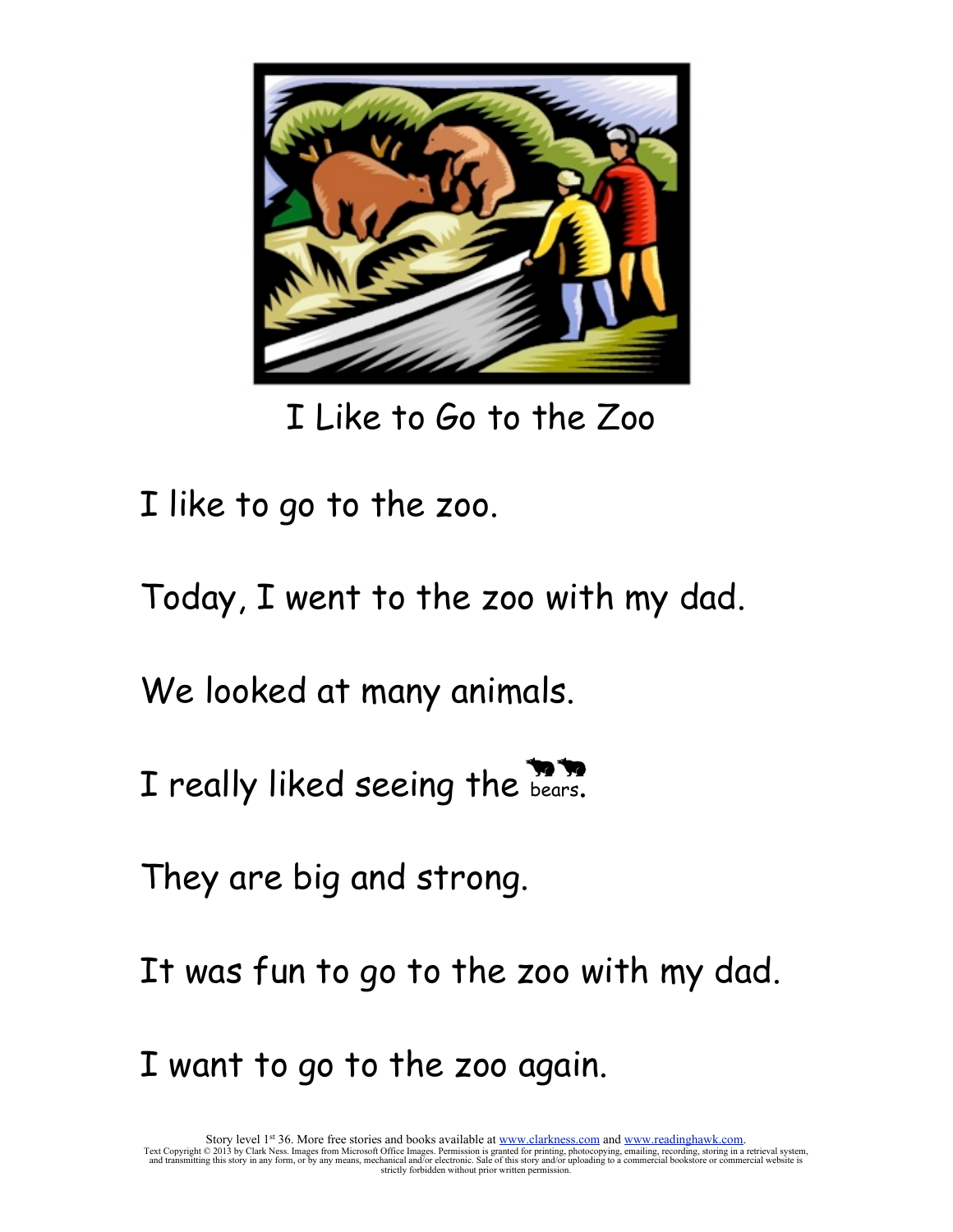# I Like to Go to the Zoo

I like to go to the zoo.

Today, I went to the zoo with my dad.

We looked at many animals.

I really liked seeing the bears.

They are big and strong.

It was fun to go to the zoo with my dad.

I want to go to the zoo again.

Story level 1st 36. More free stories and books available at www.clarkness.com and www.readinghawk.com.
Text Copyright © 2013 by Clark Ness. Images from Microsoft Office Images. Permission is granted for printing, photocopying, emailing, recording, storing in a retrieval system, and transmitting this story in any form, or by any means, mechanical and/or electronic. Sale of this story and/or uploading to a commercial bookstore or commercial website is strictly forbidden without prior written permission.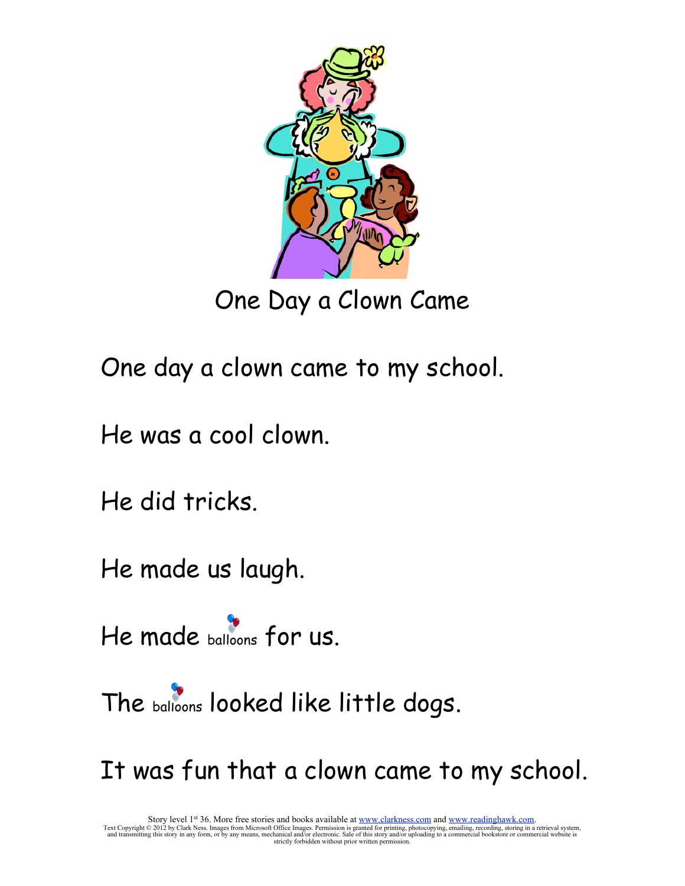# One Day a Clown Came

One day a clown came to my school.

He was a cool clown.

He did tricks.

He made us laugh.

He made balloons for us.

The balloons looked like little dogs.

It was fun that a clown came to my school.

Story level 1st 36. More free stories and books available at www.clarkness.com and www.readinghawk.com.
Text Copyright © 2012 by Clark Ness. Images from Microsoft Office Images. Permission is granted for printing, photocopying, emailing, recording, storing in a retrieval system, and transmitting this story in any form, or by any means, mechanical and/or electronic. Sale of this story and/or uploading to a commercial bookstore or commercial website is strictly forbidden without prior written permission.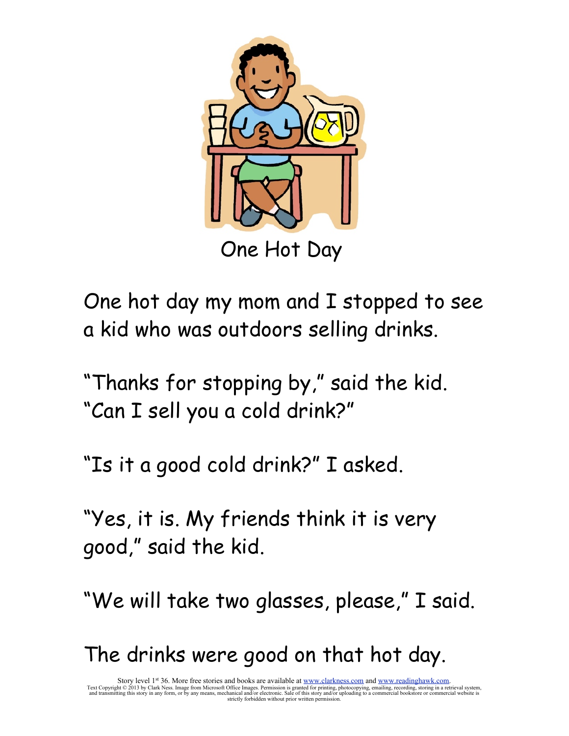# One Hot Day

One hot day my mom and I stopped to see a kid who was outdoors selling drinks.

"Thanks for stopping by," said the kid. "Can I sell you a cold drink?"

"Is it a good cold drink?" I asked.

"Yes, it is. My friends think it is very good," said the kid.

"We will take two glasses, please," I said.

The drinks were good on that hot day.

Story level 1st 36. More free stories and books are available at www.clarkness.com and www.readinghawk.com.
Text Copyright © 2013 by Clark Ness. Image from Microsoft Office Images. Permission is granted for printing, photocopying, emailing, recording, storing in a retrieval system, and transmitting this story in any form, or by any means, mechanical and/or electronic. Sale of this story and/or uploading to a commercial bookstore or commercial website is strictly forbidden without prior written permission.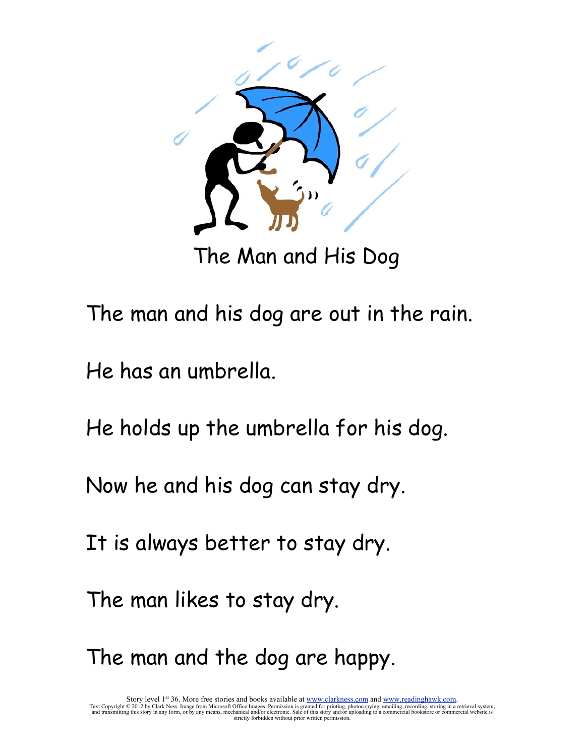# The Man and His Dog

The man and his dog are out in the rain.

He has an umbrella.

He holds up the umbrella for his dog.

Now he and his dog can stay dry.

It is always better to stay dry.

The man likes to stay dry.

The man and the dog are happy.

Story level 1st 36. More free stories and books available at www.clarkness.com and www.readinghawk.com.
Text Copyright © 2012 by Clark Ness. Image from Microsoft Office Images. Permission is granted for printing, photocopying, emailing, recording, storing in a retrieval system, and transmitting this story in any form, or by any means, mechanical and/or electronic. Sale of this story and/or uploading to a commercial bookstore or commercial website is strictly forbidden without prior written permission.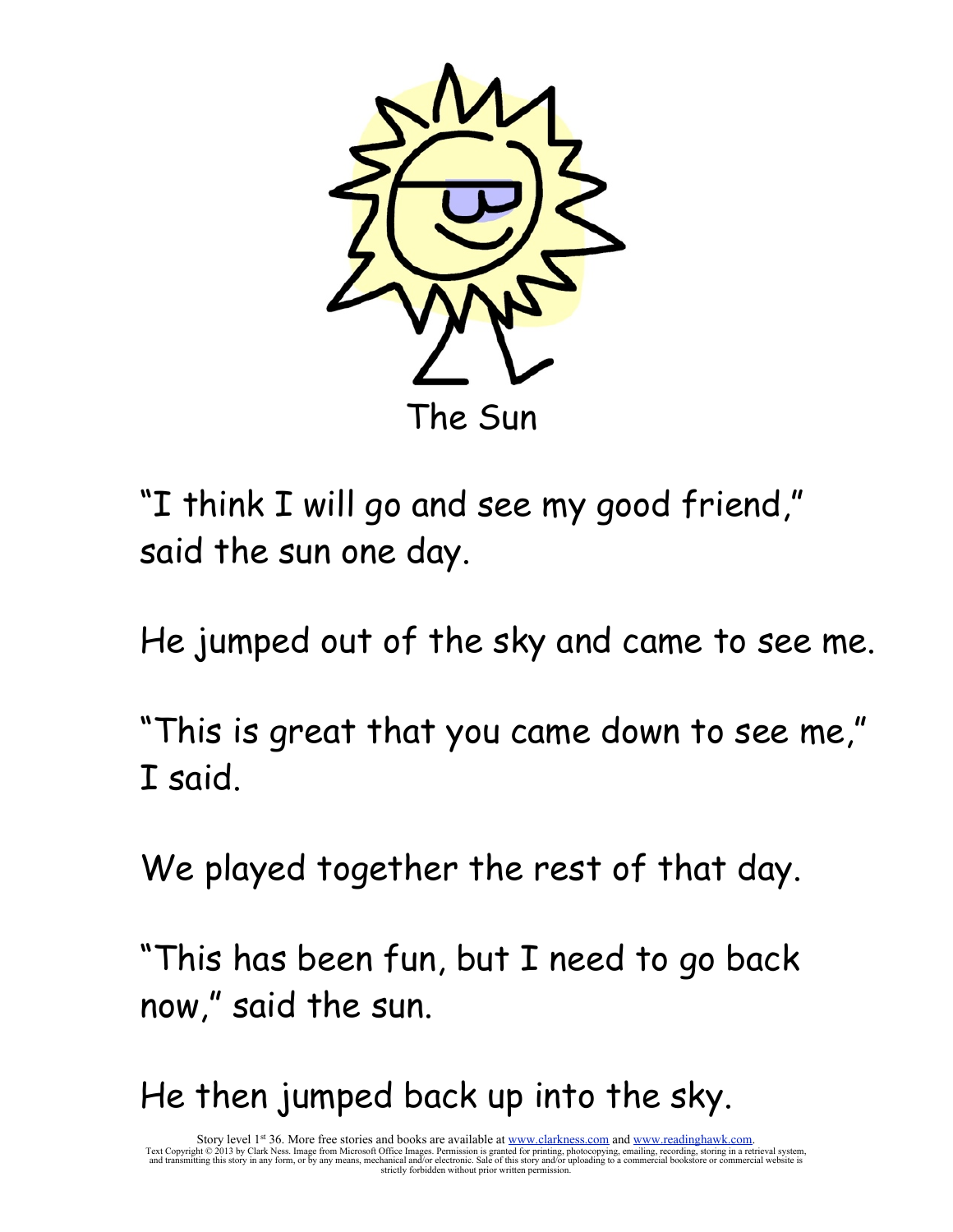# The Sun

"I think I will go and see my good friend," said the sun one day.

He jumped out of the sky and came to see me.

"This is great that you came down to see me," I said.

We played together the rest of that day.

"This has been fun, but I need to go back now," said the sun.

He then jumped back up into the sky.

Story level 1st 36. More free stories and books are available at www.clarkness.com and www.readinghawk.com.
Text Copyright © 2013 by Clark Ness. Image from Microsoft Office Images. Permission is granted for printing, photocopying, emailing, recording, storing in a retrieval system, and transmitting this story in any form, or by any means, mechanical and/or electronic. Sale of this story and/or uploading to a commercial bookstore or commercial website is strictly forbidden without prior written permission.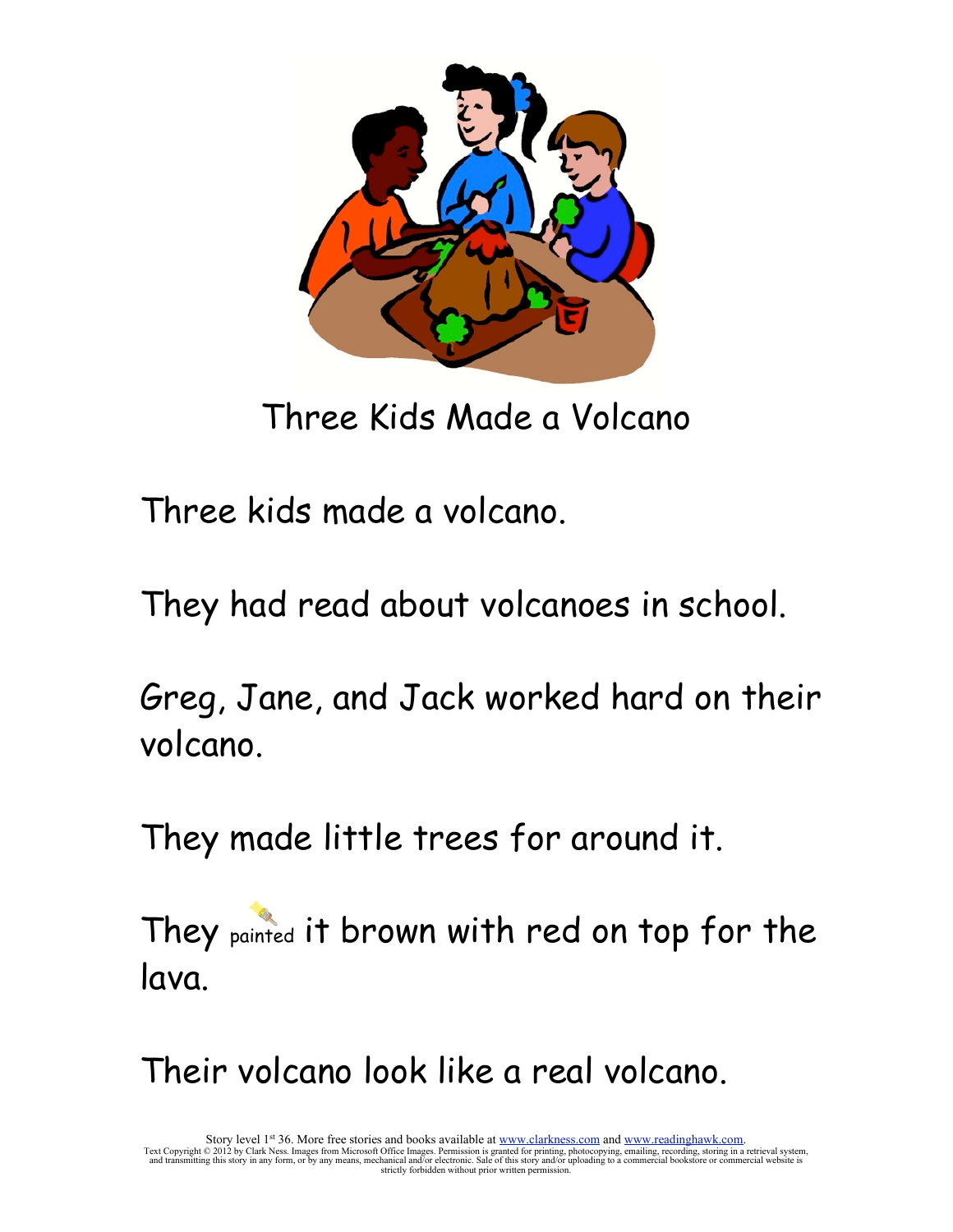# Three Kids Made a Volcano

Three kids made a volcano.

They had read about volcanoes in school.

Greg, Jane, and Jack worked hard on their volcano.

They made little trees for around it.

They painted it brown with red on top for the lava.

Their volcano look like a real volcano.

Story level 1st 36. More free stories and books available at www.clarkness.com and www.readinghawk.com.
Text Copyright © 2012 by Clark Ness. Images from Microsoft Office Images. Permission is granted for printing, photocopying, emailing, recording, storing in a retrieval system, and transmitting this story in any form, or by any means, mechanical and/or electronic. Sale of this story and/or uploading to a commercial bookstore or commercial website is strictly forbidden without prior written permission.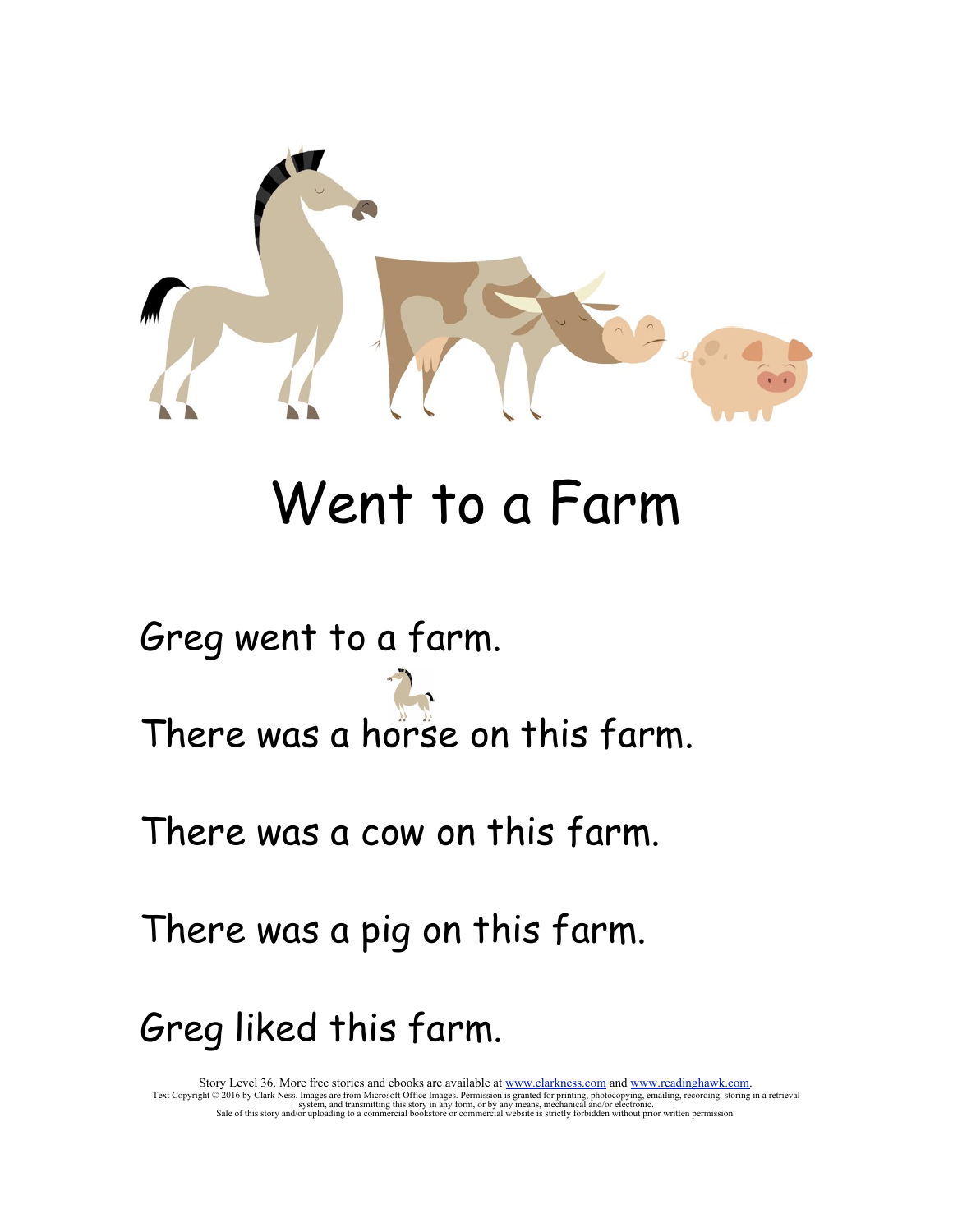# Went to a Farm

Greg went to a farm.

There was a horse on this farm.

There was a cow on this farm.

There was a pig on this farm.

Greg liked this farm.

Story Level 36. More free stories and ebooks are available at www.clarkness.com and www.readinghawk.com.
Text Copyright © 2016 by Clark Ness. Images are from Microsoft Office Images. Permission is granted for printing, photocopying, emailing, recording, storing in a retrieval system, and transmitting this story in any form, or by any means, mechanical and/or electronic.
Sale of this story and/or uploading to a commercial bookstore or commercial website is strictly forbidden without prior written permission.